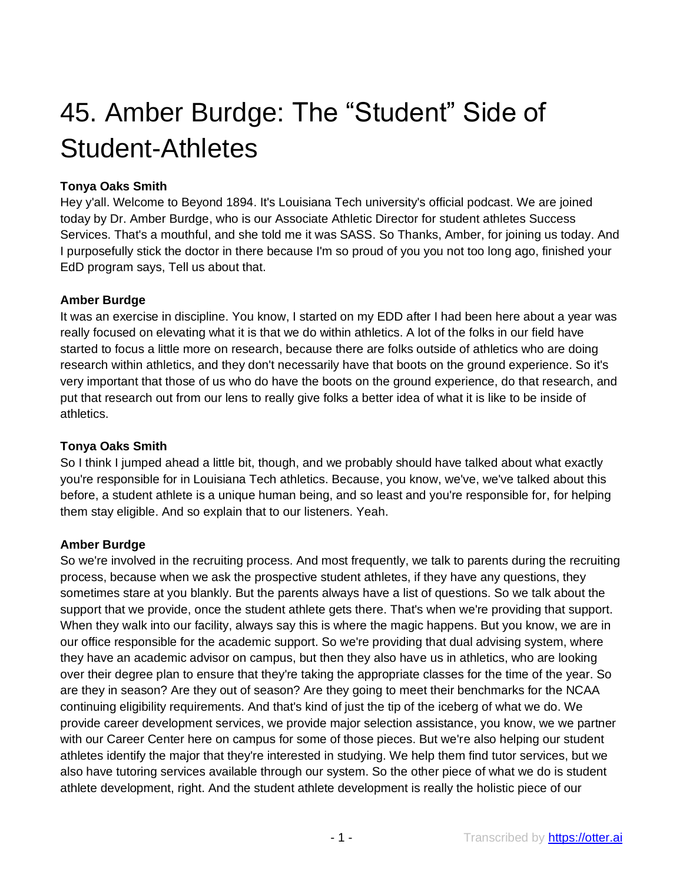# 45. Amber Burdge: The "Student" Side of Student-Athletes

**Tonya Oaks Smith**
Hey y'all. Welcome to Beyond 1894. It's Louisiana Tech university's official podcast. We are joined today by Dr. Amber Burdge, who is our Associate Athletic Director for student athletes Success Services. That's a mouthful, and she told me it was SASS. So Thanks, Amber, for joining us today. And I purposefully stick the doctor in there because I'm so proud of you you not too long ago, finished your EdD program says, Tell us about that.

**Amber Burdge**
It was an exercise in discipline. You know, I started on my EDD after I had been here about a year was really focused on elevating what it is that we do within athletics. A lot of the folks in our field have started to focus a little more on research, because there are folks outside of athletics who are doing research within athletics, and they don't necessarily have that boots on the ground experience. So it's very important that those of us who do have the boots on the ground experience, do that research, and put that research out from our lens to really give folks a better idea of what it is like to be inside of athletics.

**Tonya Oaks Smith**
So I think I jumped ahead a little bit, though, and we probably should have talked about what exactly you're responsible for in Louisiana Tech athletics. Because, you know, we've, we've talked about this before, a student athlete is a unique human being, and so least and you're responsible for, for helping them stay eligible. And so explain that to our listeners. Yeah.

**Amber Burdge**
So we're involved in the recruiting process. And most frequently, we talk to parents during the recruiting process, because when we ask the prospective student athletes, if they have any questions, they sometimes stare at you blankly. But the parents always have a list of questions. So we talk about the support that we provide, once the student athlete gets there. That's when we're providing that support. When they walk into our facility, always say this is where the magic happens. But you know, we are in our office responsible for the academic support. So we're providing that dual advising system, where they have an academic advisor on campus, but then they also have us in athletics, who are looking over their degree plan to ensure that they're taking the appropriate classes for the time of the year. So are they in season? Are they out of season? Are they going to meet their benchmarks for the NCAA continuing eligibility requirements. And that's kind of just the tip of the iceberg of what we do. We provide career development services, we provide major selection assistance, you know, we we partner with our Career Center here on campus for some of those pieces. But we're also helping our student athletes identify the major that they're interested in studying. We help them find tutor services, but we also have tutoring services available through our system. So the other piece of what we do is student athlete development, right. And the student athlete development is really the holistic piece of our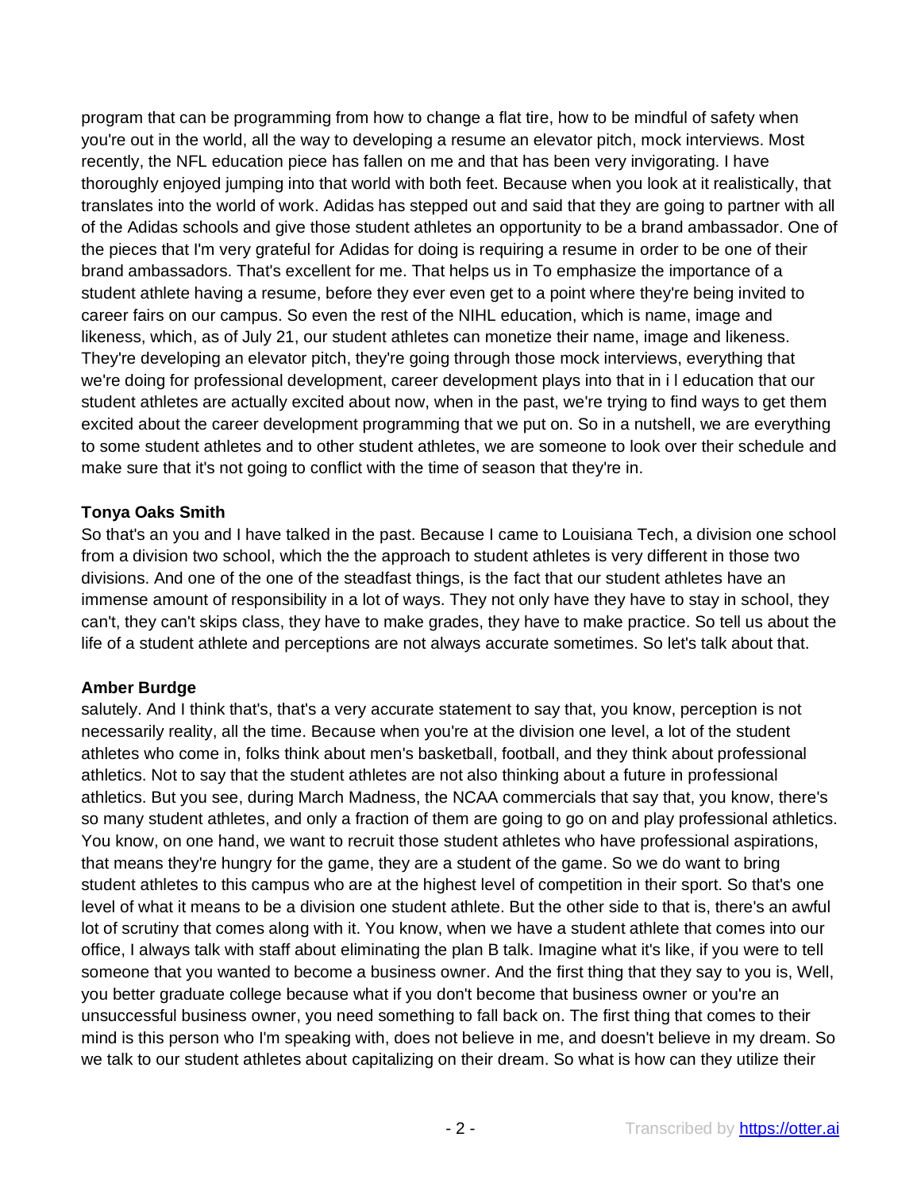program that can be programming from how to change a flat tire, how to be mindful of safety when you're out in the world, all the way to developing a resume an elevator pitch, mock interviews. Most recently, the NFL education piece has fallen on me and that has been very invigorating. I have thoroughly enjoyed jumping into that world with both feet. Because when you look at it realistically, that translates into the world of work. Adidas has stepped out and said that they are going to partner with all of the Adidas schools and give those student athletes an opportunity to be a brand ambassador. One of the pieces that I'm very grateful for Adidas for doing is requiring a resume in order to be one of their brand ambassadors. That's excellent for me. That helps us in To emphasize the importance of a student athlete having a resume, before they ever even get to a point where they're being invited to career fairs on our campus. So even the rest of the NIHL education, which is name, image and likeness, which, as of July 21, our student athletes can monetize their name, image and likeness. They're developing an elevator pitch, they're going through those mock interviews, everything that we're doing for professional development, career development plays into that in i l education that our student athletes are actually excited about now, when in the past, we're trying to find ways to get them excited about the career development programming that we put on. So in a nutshell, we are everything to some student athletes and to other student athletes, we are someone to look over their schedule and make sure that it's not going to conflict with the time of season that they're in.

**Tonya Oaks Smith**
So that's an you and I have talked in the past. Because I came to Louisiana Tech, a division one school from a division two school, which the the approach to student athletes is very different in those two divisions. And one of the one of the steadfast things, is the fact that our student athletes have an immense amount of responsibility in a lot of ways. They not only have they have to stay in school, they can't, they can't skips class, they have to make grades, they have to make practice. So tell us about the life of a student athlete and perceptions are not always accurate sometimes. So let's talk about that.

**Amber Burdge**
salutely. And I think that's, that's a very accurate statement to say that, you know, perception is not necessarily reality, all the time. Because when you're at the division one level, a lot of the student athletes who come in, folks think about men's basketball, football, and they think about professional athletics. Not to say that the student athletes are not also thinking about a future in professional athletics. But you see, during March Madness, the NCAA commercials that say that, you know, there's so many student athletes, and only a fraction of them are going to go on and play professional athletics. You know, on one hand, we want to recruit those student athletes who have professional aspirations, that means they're hungry for the game, they are a student of the game. So we do want to bring student athletes to this campus who are at the highest level of competition in their sport. So that's one level of what it means to be a division one student athlete. But the other side to that is, there's an awful lot of scrutiny that comes along with it. You know, when we have a student athlete that comes into our office, I always talk with staff about eliminating the plan B talk. Imagine what it's like, if you were to tell someone that you wanted to become a business owner. And the first thing that they say to you is, Well, you better graduate college because what if you don't become that business owner or you're an unsuccessful business owner, you need something to fall back on. The first thing that comes to their mind is this person who I'm speaking with, does not believe in me, and doesn't believe in my dream. So we talk to our student athletes about capitalizing on their dream. So what is how can they utilize their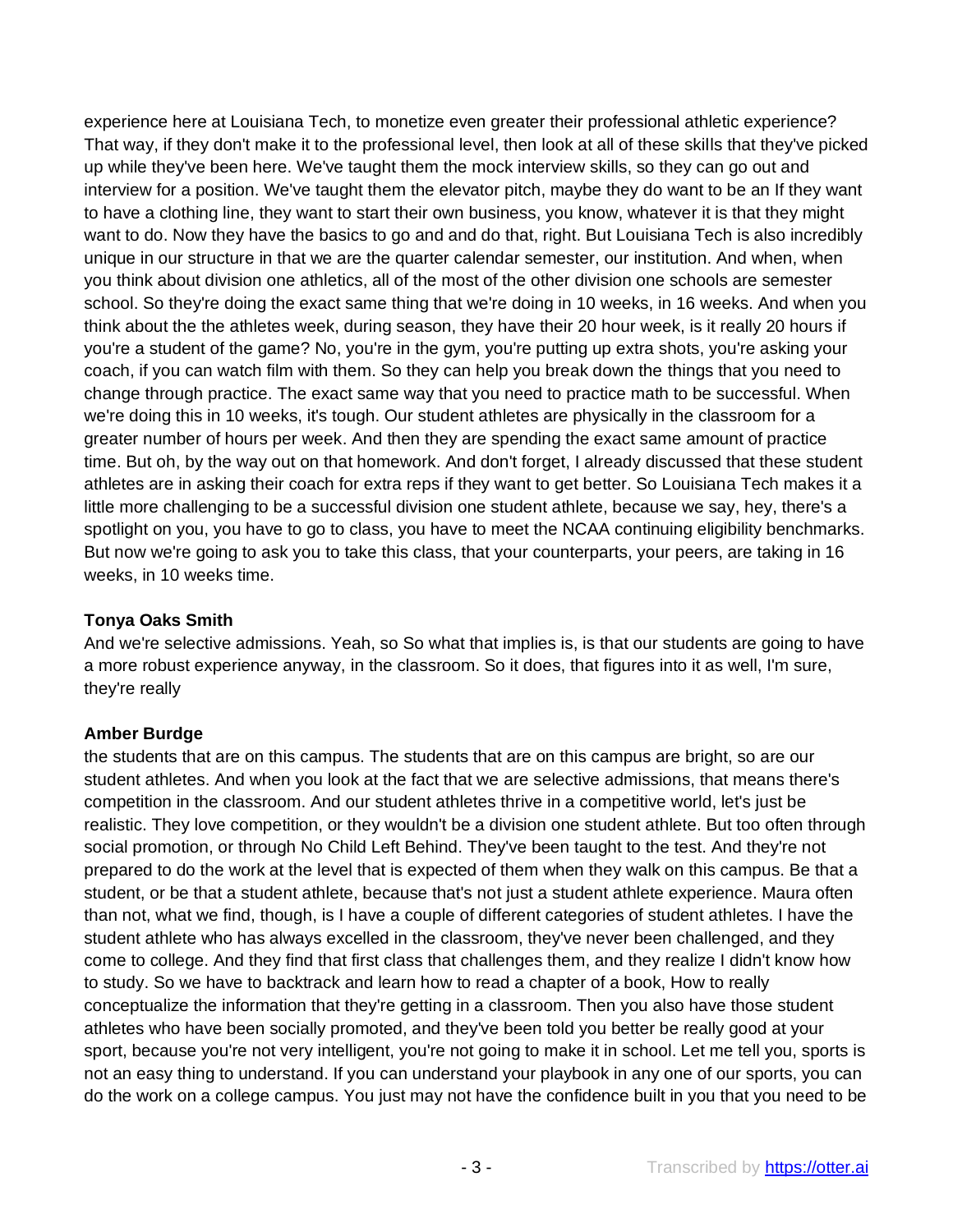experience here at Louisiana Tech, to monetize even greater their professional athletic experience? That way, if they don't make it to the professional level, then look at all of these skills that they've picked up while they've been here. We've taught them the mock interview skills, so they can go out and interview for a position. We've taught them the elevator pitch, maybe they do want to be an If they want to have a clothing line, they want to start their own business, you know, whatever it is that they might want to do. Now they have the basics to go and and do that, right. But Louisiana Tech is also incredibly unique in our structure in that we are the quarter calendar semester, our institution. And when, when you think about division one athletics, all of the most of the other division one schools are semester school. So they're doing the exact same thing that we're doing in 10 weeks, in 16 weeks. And when you think about the the athletes week, during season, they have their 20 hour week, is it really 20 hours if you're a student of the game? No, you're in the gym, you're putting up extra shots, you're asking your coach, if you can watch film with them. So they can help you break down the things that you need to change through practice. The exact same way that you need to practice math to be successful. When we're doing this in 10 weeks, it's tough. Our student athletes are physically in the classroom for a greater number of hours per week. And then they are spending the exact same amount of practice time. But oh, by the way out on that homework. And don't forget, I already discussed that these student athletes are in asking their coach for extra reps if they want to get better. So Louisiana Tech makes it a little more challenging to be a successful division one student athlete, because we say, hey, there's a spotlight on you, you have to go to class, you have to meet the NCAA continuing eligibility benchmarks. But now we're going to ask you to take this class, that your counterparts, your peers, are taking in 16 weeks, in 10 weeks time.

**Tonya Oaks Smith**
And we're selective admissions. Yeah, so So what that implies is, is that our students are going to have a more robust experience anyway, in the classroom. So it does, that figures into it as well, I'm sure, they're really

**Amber Burdge**
the students that are on this campus. The students that are on this campus are bright, so are our student athletes. And when you look at the fact that we are selective admissions, that means there's competition in the classroom. And our student athletes thrive in a competitive world, let's just be realistic. They love competition, or they wouldn't be a division one student athlete. But too often through social promotion, or through No Child Left Behind. They've been taught to the test. And they're not prepared to do the work at the level that is expected of them when they walk on this campus. Be that a student, or be that a student athlete, because that's not just a student athlete experience. Maura often than not, what we find, though, is I have a couple of different categories of student athletes. I have the student athlete who has always excelled in the classroom, they've never been challenged, and they come to college. And they find that first class that challenges them, and they realize I didn't know how to study. So we have to backtrack and learn how to read a chapter of a book, How to really conceptualize the information that they're getting in a classroom. Then you also have those student athletes who have been socially promoted, and they've been told you better be really good at your sport, because you're not very intelligent, you're not going to make it in school. Let me tell you, sports is not an easy thing to understand. If you can understand your playbook in any one of our sports, you can do the work on a college campus. You just may not have the confidence built in you that you need to be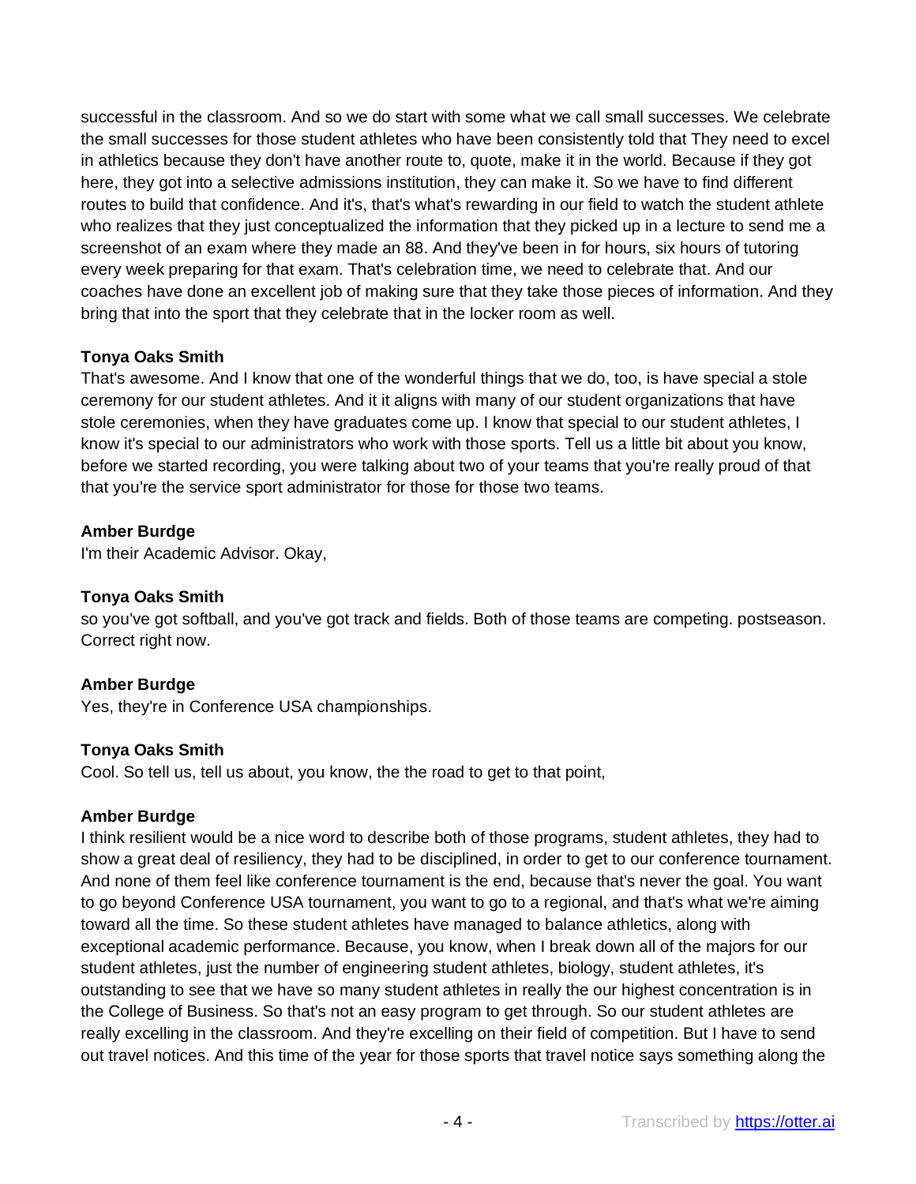successful in the classroom. And so we do start with some what we call small successes. We celebrate the small successes for those student athletes who have been consistently told that They need to excel in athletics because they don't have another route to, quote, make it in the world. Because if they got here, they got into a selective admissions institution, they can make it. So we have to find different routes to build that confidence. And it's, that's what's rewarding in our field to watch the student athlete who realizes that they just conceptualized the information that they picked up in a lecture to send me a screenshot of an exam where they made an 88. And they've been in for hours, six hours of tutoring every week preparing for that exam. That's celebration time, we need to celebrate that. And our coaches have done an excellent job of making sure that they take those pieces of information. And they bring that into the sport that they celebrate that in the locker room as well.

**Tonya Oaks Smith**
That's awesome. And I know that one of the wonderful things that we do, too, is have special a stole ceremony for our student athletes. And it it aligns with many of our student organizations that have stole ceremonies, when they have graduates come up. I know that special to our student athletes, I know it's special to our administrators who work with those sports. Tell us a little bit about you know, before we started recording, you were talking about two of your teams that you're really proud of that that you're the service sport administrator for those for those two teams.

**Amber Burdge**
I'm their Academic Advisor. Okay,

**Tonya Oaks Smith**
so you've got softball, and you've got track and fields. Both of those teams are competing. postseason. Correct right now.

**Amber Burdge**
Yes, they're in Conference USA championships.

**Tonya Oaks Smith**
Cool. So tell us, tell us about, you know, the the road to get to that point,

**Amber Burdge**
I think resilient would be a nice word to describe both of those programs, student athletes, they had to show a great deal of resiliency, they had to be disciplined, in order to get to our conference tournament. And none of them feel like conference tournament is the end, because that's never the goal. You want to go beyond Conference USA tournament, you want to go to a regional, and that's what we're aiming toward all the time. So these student athletes have managed to balance athletics, along with exceptional academic performance. Because, you know, when I break down all of the majors for our student athletes, just the number of engineering student athletes, biology, student athletes, it's outstanding to see that we have so many student athletes in really the our highest concentration is in the College of Business. So that's not an easy program to get through. So our student athletes are really excelling in the classroom. And they're excelling on their field of competition. But I have to send out travel notices. And this time of the year for those sports that travel notice says something along the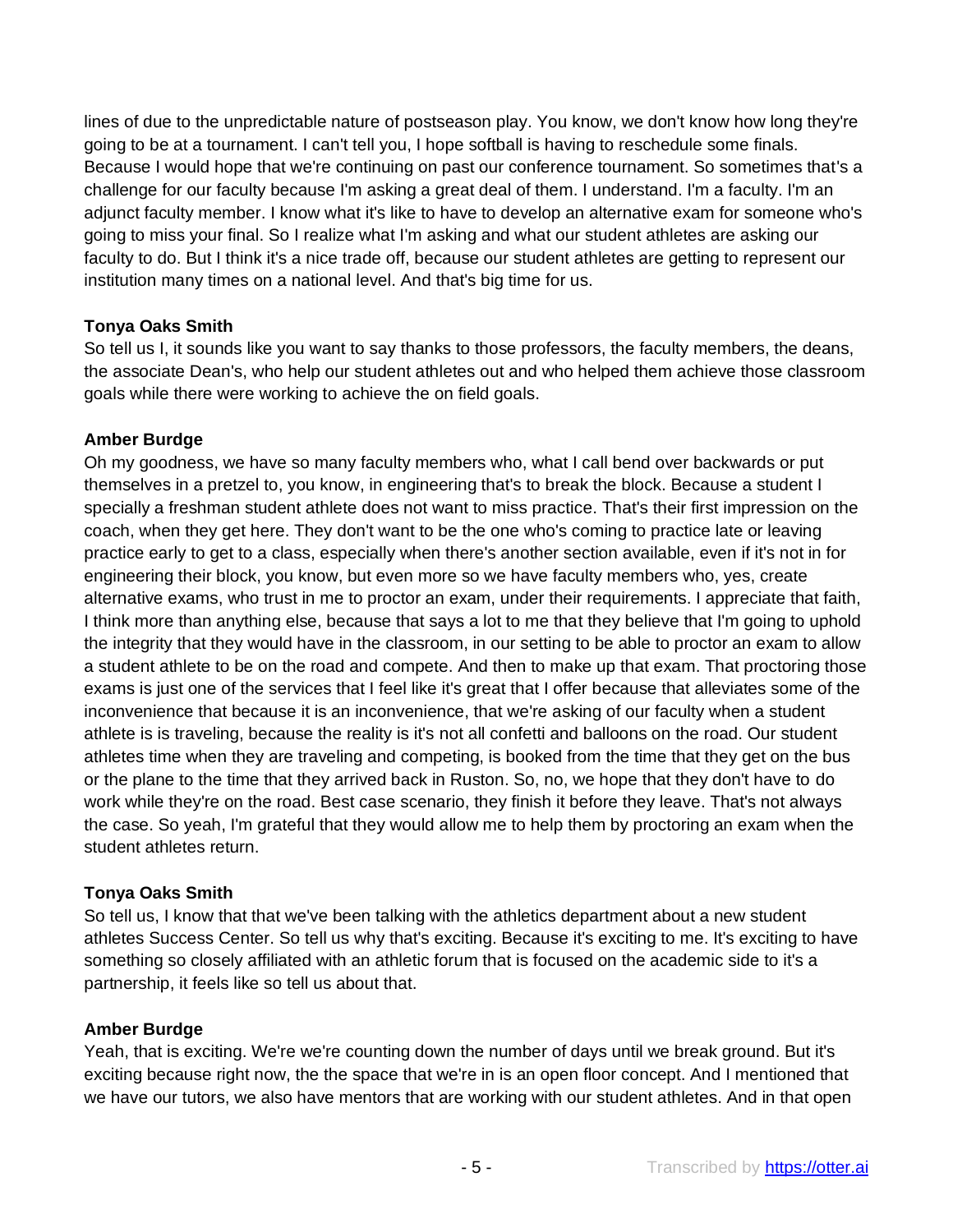lines of due to the unpredictable nature of postseason play. You know, we don't know how long they're going to be at a tournament. I can't tell you, I hope softball is having to reschedule some finals. Because I would hope that we're continuing on past our conference tournament. So sometimes that's a challenge for our faculty because I'm asking a great deal of them. I understand. I'm a faculty. I'm an adjunct faculty member. I know what it's like to have to develop an alternative exam for someone who's going to miss your final. So I realize what I'm asking and what our student athletes are asking our faculty to do. But I think it's a nice trade off, because our student athletes are getting to represent our institution many times on a national level. And that's big time for us.

**Tonya Oaks Smith**
So tell us I, it sounds like you want to say thanks to those professors, the faculty members, the deans, the associate Dean's, who help our student athletes out and who helped them achieve those classroom goals while there were working to achieve the on field goals.

**Amber Burdge**
Oh my goodness, we have so many faculty members who, what I call bend over backwards or put themselves in a pretzel to, you know, in engineering that's to break the block. Because a student I specially a freshman student athlete does not want to miss practice. That's their first impression on the coach, when they get here. They don't want to be the one who's coming to practice late or leaving practice early to get to a class, especially when there's another section available, even if it's not in for engineering their block, you know, but even more so we have faculty members who, yes, create alternative exams, who trust in me to proctor an exam, under their requirements. I appreciate that faith, I think more than anything else, because that says a lot to me that they believe that I'm going to uphold the integrity that they would have in the classroom, in our setting to be able to proctor an exam to allow a student athlete to be on the road and compete. And then to make up that exam. That proctoring those exams is just one of the services that I feel like it's great that I offer because that alleviates some of the inconvenience that because it is an inconvenience, that we're asking of our faculty when a student athlete is is traveling, because the reality is it's not all confetti and balloons on the road. Our student athletes time when they are traveling and competing, is booked from the time that they get on the bus or the plane to the time that they arrived back in Ruston. So, no, we hope that they don't have to do work while they're on the road. Best case scenario, they finish it before they leave. That's not always the case. So yeah, I'm grateful that they would allow me to help them by proctoring an exam when the student athletes return.

**Tonya Oaks Smith**
So tell us, I know that that we've been talking with the athletics department about a new student athletes Success Center. So tell us why that's exciting. Because it's exciting to me. It's exciting to have something so closely affiliated with an athletic forum that is focused on the academic side to it's a partnership, it feels like so tell us about that.

**Amber Burdge**
Yeah, that is exciting. We're we're counting down the number of days until we break ground. But it's exciting because right now, the the space that we're in is an open floor concept. And I mentioned that we have our tutors, we also have mentors that are working with our student athletes. And in that open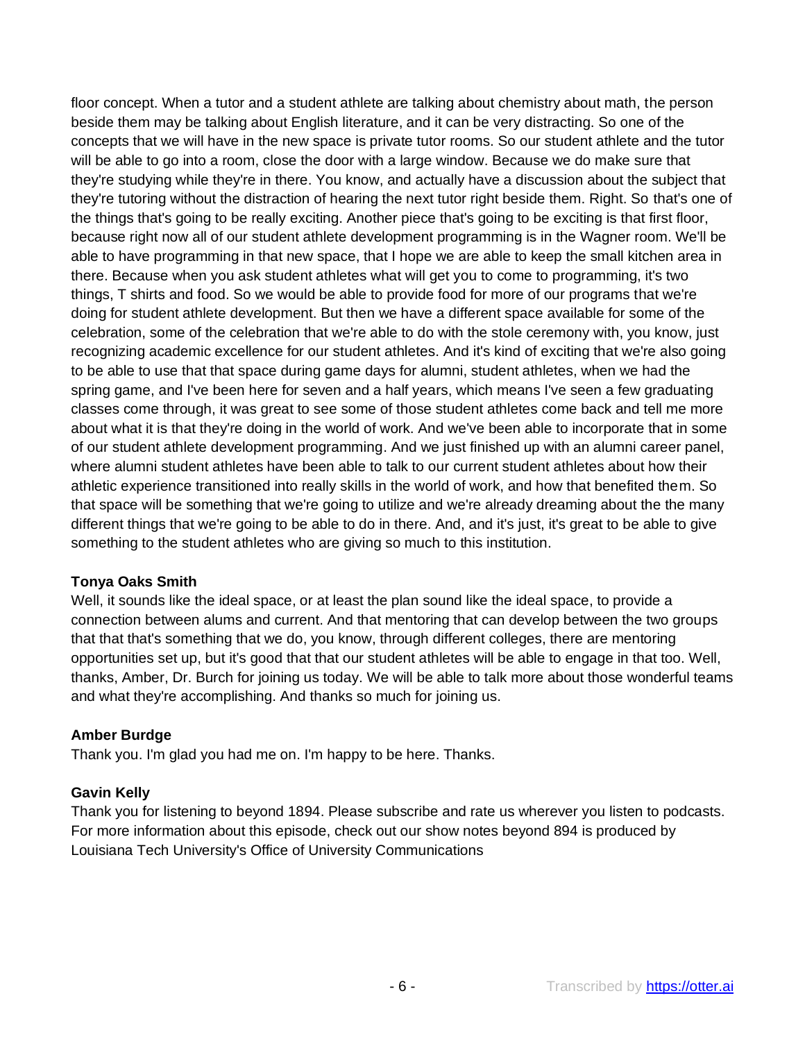floor concept. When a tutor and a student athlete are talking about chemistry about math, the person beside them may be talking about English literature, and it can be very distracting. So one of the concepts that we will have in the new space is private tutor rooms. So our student athlete and the tutor will be able to go into a room, close the door with a large window. Because we do make sure that they're studying while they're in there. You know, and actually have a discussion about the subject that they're tutoring without the distraction of hearing the next tutor right beside them. Right. So that's one of the things that's going to be really exciting. Another piece that's going to be exciting is that first floor, because right now all of our student athlete development programming is in the Wagner room. We'll be able to have programming in that new space, that I hope we are able to keep the small kitchen area in there. Because when you ask student athletes what will get you to come to programming, it's two things, T shirts and food. So we would be able to provide food for more of our programs that we're doing for student athlete development. But then we have a different space available for some of the celebration, some of the celebration that we're able to do with the stole ceremony with, you know, just recognizing academic excellence for our student athletes. And it's kind of exciting that we're also going to be able to use that that space during game days for alumni, student athletes, when we had the spring game, and I've been here for seven and a half years, which means I've seen a few graduating classes come through, it was great to see some of those student athletes come back and tell me more about what it is that they're doing in the world of work. And we've been able to incorporate that in some of our student athlete development programming. And we just finished up with an alumni career panel, where alumni student athletes have been able to talk to our current student athletes about how their athletic experience transitioned into really skills in the world of work, and how that benefited them. So that space will be something that we're going to utilize and we're already dreaming about the the many different things that we're going to be able to do in there. And, and it's just, it's great to be able to give something to the student athletes who are giving so much to this institution.

**Tonya Oaks Smith**
Well, it sounds like the ideal space, or at least the plan sound like the ideal space, to provide a connection between alums and current. And that mentoring that can develop between the two groups that that that's something that we do, you know, through different colleges, there are mentoring opportunities set up, but it's good that that our student athletes will be able to engage in that too. Well, thanks, Amber, Dr. Burch for joining us today. We will be able to talk more about those wonderful teams and what they're accomplishing. And thanks so much for joining us.

**Amber Burdge**
Thank you. I'm glad you had me on. I'm happy to be here. Thanks.

**Gavin Kelly**
Thank you for listening to beyond 1894. Please subscribe and rate us wherever you listen to podcasts. For more information about this episode, check out our show notes beyond 894 is produced by Louisiana Tech University's Office of University Communications

Transcribed by https://otter.ai